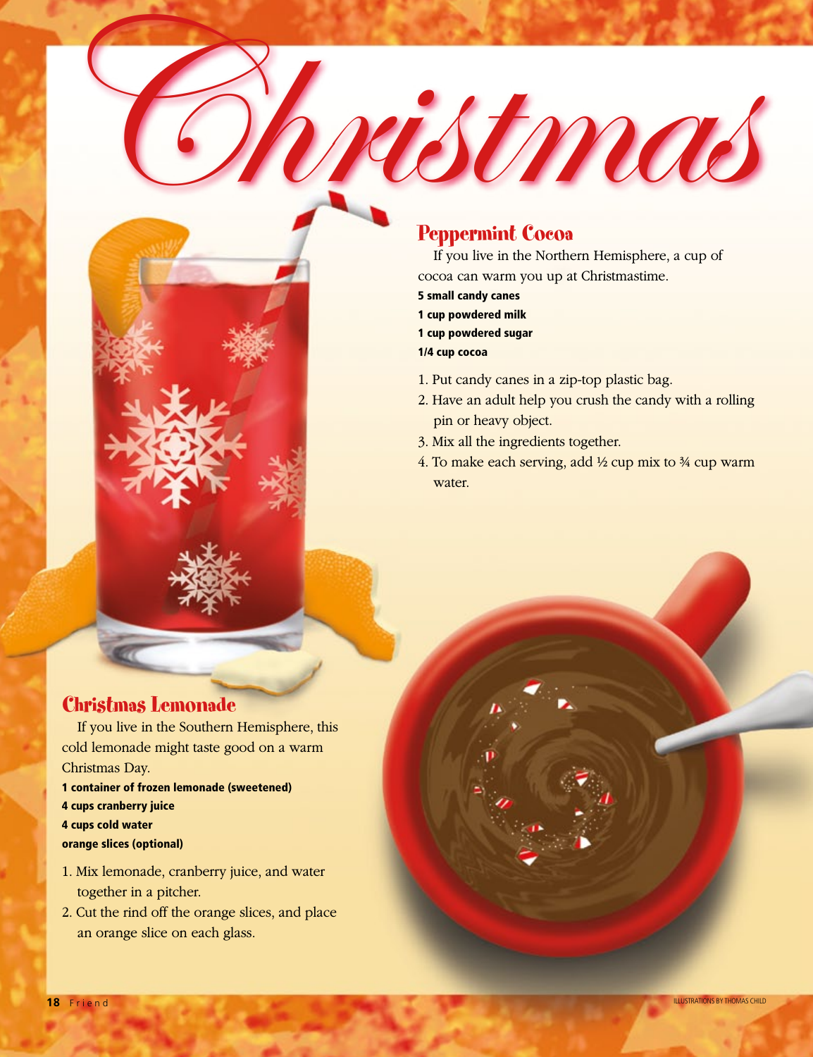# Christmas

## Peppermint Cocoa

If you live in the Northern Hemisphere, a cup of cocoa can warm you up at Christmastime.

**5 small candy canes**
**1 cup powdered milk**
**1 cup powdered sugar**
**1/4 cup cocoa**

1. Put candy canes in a zip-top plastic bag.
2. Have an adult help you crush the candy with a rolling pin or heavy object.
3. Mix all the ingredients together.
4. To make each serving, add ½ cup mix to ¾ cup warm water.

## Christmas Lemonade

If you live in the Southern Hemisphere, this cold lemonade might taste good on a warm Christmas Day.

**1 container of frozen lemonade (sweetened)**
**4 cups cranberry juice**
**4 cups cold water**
**orange slices (optional)**

1. Mix lemonade, cranberry juice, and water together in a pitcher.
2. Cut the rind off the orange slices, and place an orange slice on each glass.

ILLUSTRATIONS BY THOMAS CHILD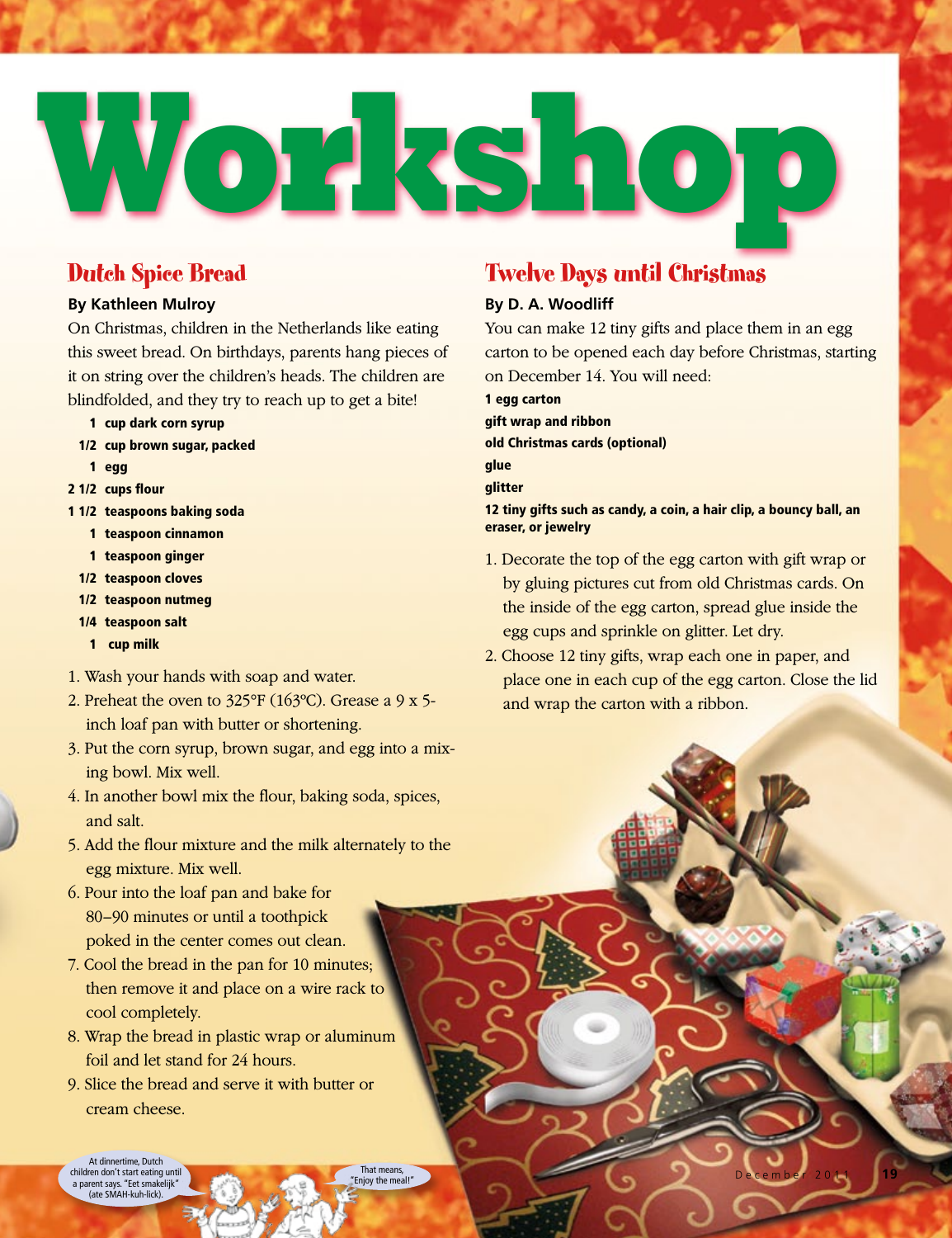# Workshop

## Dutch Spice Bread

**By Kathleen Mulroy**

On Christmas, children in the Netherlands like eating this sweet bread. On birthdays, parents hang pieces of it on string over the children's heads. The children are blindfolded, and they try to reach up to get a bite!

- **1 cup dark corn syrup**
- **1/2 cup brown sugar, packed**
- **1 egg**
- **2 1/2 cups flour**
- **1 1/2 teaspoons baking soda**
- **1 teaspoon cinnamon**
- **1 teaspoon ginger**
- **1/2 teaspoon cloves**
- **1/2 teaspoon nutmeg**
- **1/4 teaspoon salt**
- **1 cup milk**

1. Wash your hands with soap and water.
2. Preheat the oven to 325°F (163°C). Grease a 9 x 5-inch loaf pan with butter or shortening.
3. Put the corn syrup, brown sugar, and egg into a mixing bowl. Mix well.
4. In another bowl mix the flour, baking soda, spices, and salt.
5. Add the flour mixture and the milk alternately to the egg mixture. Mix well.
6. Pour into the loaf pan and bake for 80–90 minutes or until a toothpick poked in the center comes out clean.
7. Cool the bread in the pan for 10 minutes; then remove it and place on a wire rack to cool completely.
8. Wrap the bread in plastic wrap or aluminum foil and let stand for 24 hours.
9. Slice the bread and serve it with butter or cream cheese.

At dinnertime, Dutch children don't start eating until a parent says, "Eet smakelijk" (ate SMAH-kuh-lick).

That means, "Enjoy the meal!"

## Twelve Days until Christmas

**By D. A. Woodliff**

You can make 12 tiny gifts and place them in an egg carton to be opened each day before Christmas, starting on December 14. You will need:

**1 egg carton**
**gift wrap and ribbon**
**old Christmas cards (optional)**
**glue**
**glitter**
**12 tiny gifts such as candy, a coin, a hair clip, a bouncy ball, an eraser, or jewelry**

1. Decorate the top of the egg carton with gift wrap or by gluing pictures cut from old Christmas cards. On the inside of the egg carton, spread glue inside the egg cups and sprinkle on glitter. Let dry.
2. Choose 12 tiny gifts, wrap each one in paper, and place one in each cup of the egg carton. Close the lid and wrap the carton with a ribbon.